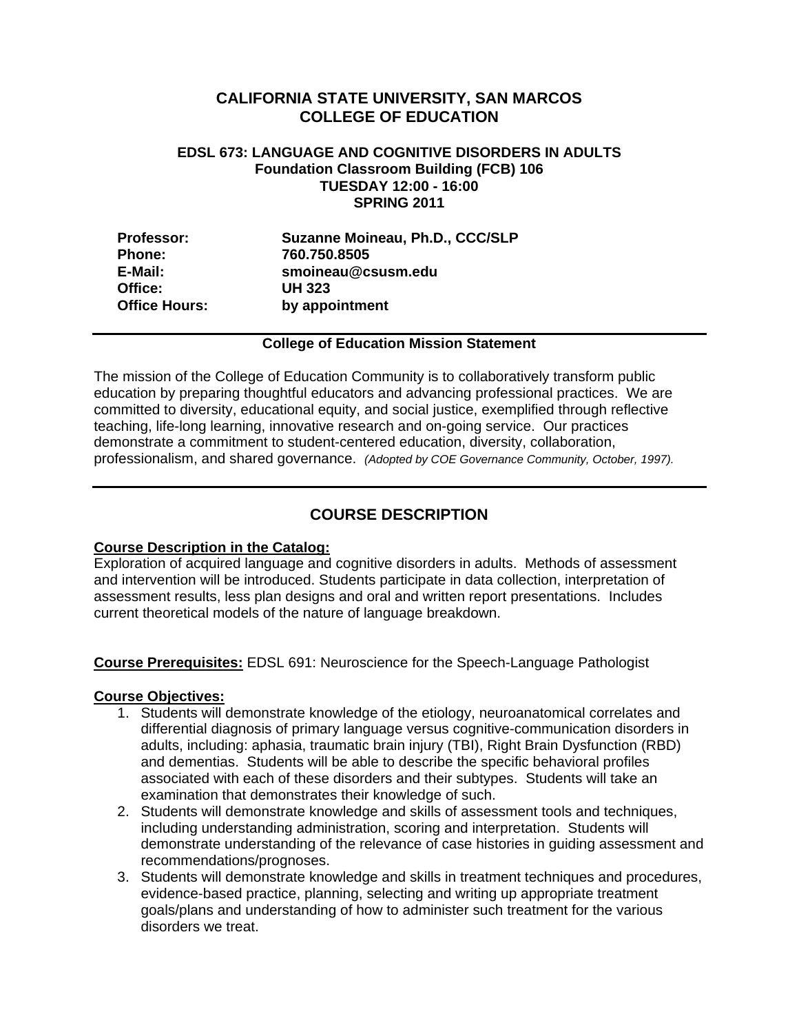# CALIFORNIA STATE UNIVERSITY, SAN MARCOS
# COLLEGE OF EDUCATION

### EDSL 673: LANGUAGE AND COGNITIVE DISORDERS IN ADULTS
### Foundation Classroom Building (FCB) 106
### TUESDAY 12:00 - 16:00
### SPRING 2011

| | |
|---|---|
| **Professor:** | **Suzanne Moineau, Ph.D., CCC/SLP** |
| **Phone:** | **760.750.8505** |
| **E-Mail:** | **smoineau@csusm.edu** |
| **Office:** | **UH 323** |
| **Office Hours:** | **by appointment** |

---

**College of Education Mission Statement**

The mission of the College of Education Community is to collaboratively transform public education by preparing thoughtful educators and advancing professional practices. We are committed to diversity, educational equity, and social justice, exemplified through reflective teaching, life-long learning, innovative research and on-going service. Our practices demonstrate a commitment to student-centered education, diversity, collaboration, professionalism, and shared governance. *(Adopted by COE Governance Community, October, 1997).*

---

## COURSE DESCRIPTION

**Course Description in the Catalog:**
Exploration of acquired language and cognitive disorders in adults. Methods of assessment and intervention will be introduced. Students participate in data collection, interpretation of assessment results, less plan designs and oral and written report presentations. Includes current theoretical models of the nature of language breakdown.

**Course Prerequisites:** EDSL 691: Neuroscience for the Speech-Language Pathologist

**Course Objectives:**

1. Students will demonstrate knowledge of the etiology, neuroanatomical correlates and differential diagnosis of primary language versus cognitive-communication disorders in adults, including: aphasia, traumatic brain injury (TBI), Right Brain Dysfunction (RBD) and dementias. Students will be able to describe the specific behavioral profiles associated with each of these disorders and their subtypes. Students will take an examination that demonstrates their knowledge of such.
2. Students will demonstrate knowledge and skills of assessment tools and techniques, including understanding administration, scoring and interpretation. Students will demonstrate understanding of the relevance of case histories in guiding assessment and recommendations/prognoses.
3. Students will demonstrate knowledge and skills in treatment techniques and procedures, evidence-based practice, planning, selecting and writing up appropriate treatment goals/plans and understanding of how to administer such treatment for the various disorders we treat.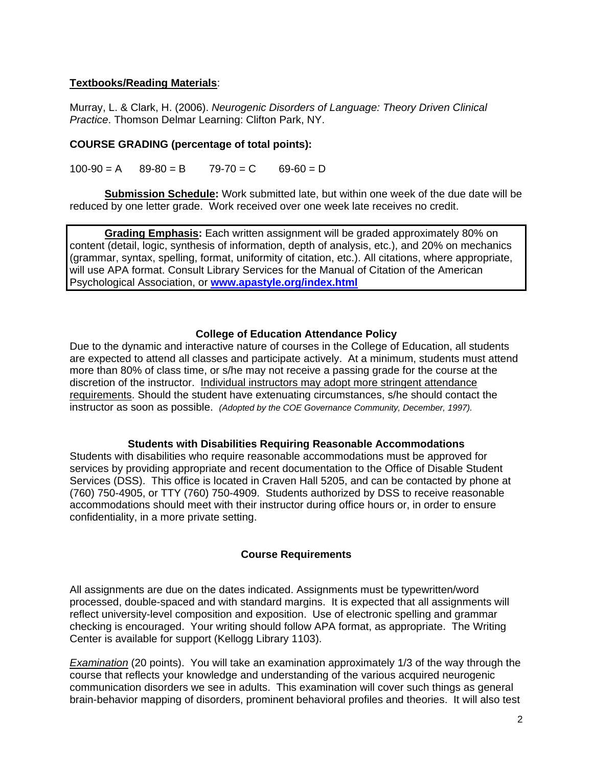**<u>Textbooks/Reading Materials</u>**:

Murray, L. & Clark, H. (2006). *Neurogenic Disorders of Language: Theory Driven Clinical Practice*. Thomson Delmar Learning: Clifton Park, NY.

**COURSE GRADING (percentage of total points):**

100-90 = A  89-80 = B  79-70 = C  69-60 = D

**<u>Submission Schedule</u>:** Work submitted late, but within one week of the due date will be reduced by one letter grade. Work received over one week late receives no credit.

**<u>Grading Emphasis</u>:** Each written assignment will be graded approximately 80% on content (detail, logic, synthesis of information, depth of analysis, etc.), and 20% on mechanics (grammar, syntax, spelling, format, uniformity of citation, etc.). All citations, where appropriate, will use APA format. Consult Library Services for the Manual of Citation of the American Psychological Association, or **www.apastyle.org/index.html**

### College of Education Attendance Policy

Due to the dynamic and interactive nature of courses in the College of Education, all students are expected to attend all classes and participate actively. At a minimum, students must attend more than 80% of class time, or s/he may not receive a passing grade for the course at the discretion of the instructor. <u>Individual instructors may adopt more stringent attendance requirements</u>. Should the student have extenuating circumstances, s/he should contact the instructor as soon as possible. *(Adopted by the COE Governance Community, December, 1997).*

### Students with Disabilities Requiring Reasonable Accommodations

Students with disabilities who require reasonable accommodations must be approved for services by providing appropriate and recent documentation to the Office of Disable Student Services (DSS). This office is located in Craven Hall 5205, and can be contacted by phone at (760) 750-4905, or TTY (760) 750-4909. Students authorized by DSS to receive reasonable accommodations should meet with their instructor during office hours or, in order to ensure confidentiality, in a more private setting.

### Course Requirements

All assignments are due on the dates indicated. Assignments must be typewritten/word processed, double-spaced and with standard margins. It is expected that all assignments will reflect university-level composition and exposition. Use of electronic spelling and grammar checking is encouraged. Your writing should follow APA format, as appropriate. The Writing Center is available for support (Kellogg Library 1103).

*<u>Examination</u>* (20 points). You will take an examination approximately 1/3 of the way through the course that reflects your knowledge and understanding of the various acquired neurogenic communication disorders we see in adults. This examination will cover such things as general brain-behavior mapping of disorders, prominent behavioral profiles and theories. It will also test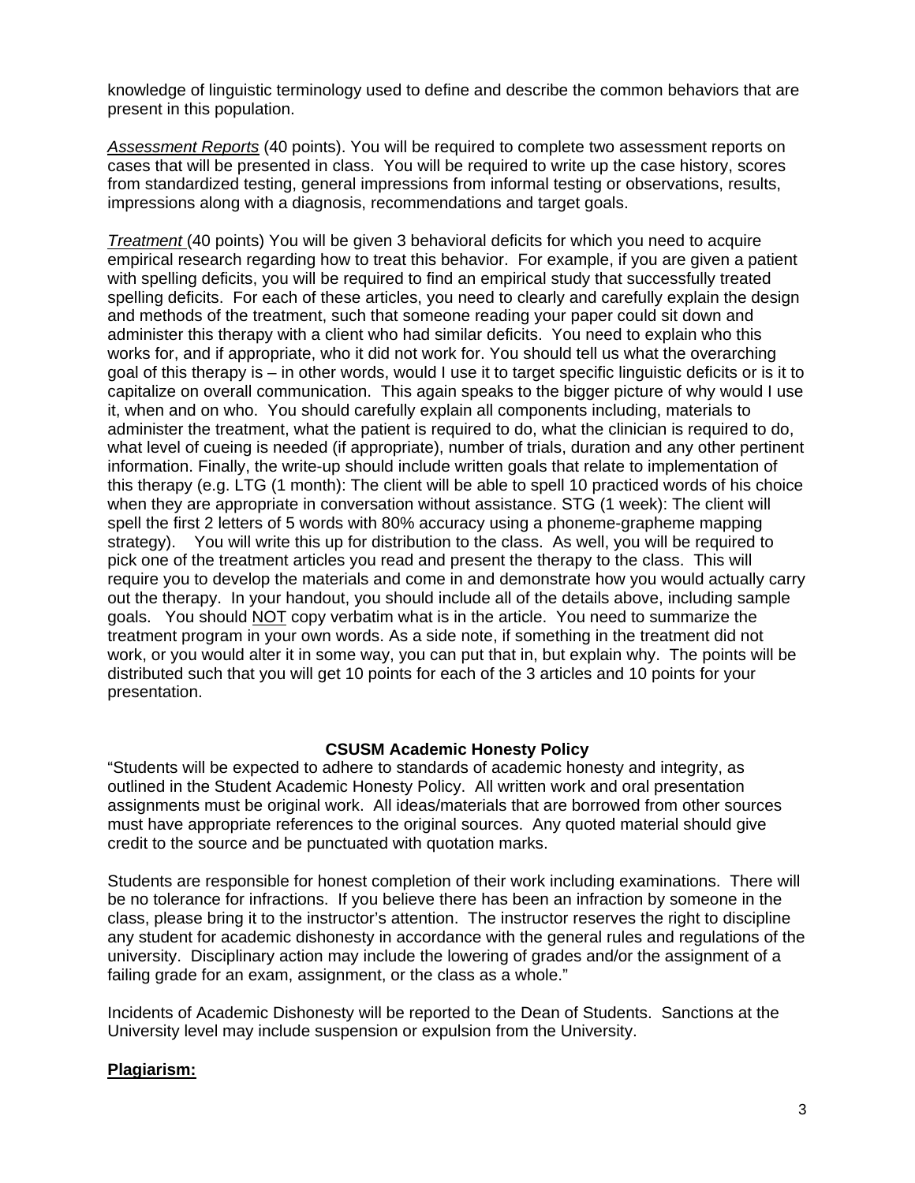knowledge of linguistic terminology used to define and describe the common behaviors that are present in this population.

*Assessment Reports* (40 points). You will be required to complete two assessment reports on cases that will be presented in class. You will be required to write up the case history, scores from standardized testing, general impressions from informal testing or observations, results, impressions along with a diagnosis, recommendations and target goals.

*Treatment* (40 points) You will be given 3 behavioral deficits for which you need to acquire empirical research regarding how to treat this behavior. For example, if you are given a patient with spelling deficits, you will be required to find an empirical study that successfully treated spelling deficits. For each of these articles, you need to clearly and carefully explain the design and methods of the treatment, such that someone reading your paper could sit down and administer this therapy with a client who had similar deficits. You need to explain who this works for, and if appropriate, who it did not work for. You should tell us what the overarching goal of this therapy is – in other words, would I use it to target specific linguistic deficits or is it to capitalize on overall communication. This again speaks to the bigger picture of why would I use it, when and on who. You should carefully explain all components including, materials to administer the treatment, what the patient is required to do, what the clinician is required to do, what level of cueing is needed (if appropriate), number of trials, duration and any other pertinent information. Finally, the write-up should include written goals that relate to implementation of this therapy (e.g. LTG (1 month): The client will be able to spell 10 practiced words of his choice when they are appropriate in conversation without assistance. STG (1 week): The client will spell the first 2 letters of 5 words with 80% accuracy using a phoneme-grapheme mapping strategy). You will write this up for distribution to the class. As well, you will be required to pick one of the treatment articles you read and present the therapy to the class. This will require you to develop the materials and come in and demonstrate how you would actually carry out the therapy. In your handout, you should include all of the details above, including sample goals. You should NOT copy verbatim what is in the article. You need to summarize the treatment program in your own words. As a side note, if something in the treatment did not work, or you would alter it in some way, you can put that in, but explain why. The points will be distributed such that you will get 10 points for each of the 3 articles and 10 points for your presentation.

## CSUSM Academic Honesty Policy

"Students will be expected to adhere to standards of academic honesty and integrity, as outlined in the Student Academic Honesty Policy. All written work and oral presentation assignments must be original work. All ideas/materials that are borrowed from other sources must have appropriate references to the original sources. Any quoted material should give credit to the source and be punctuated with quotation marks.

Students are responsible for honest completion of their work including examinations. There will be no tolerance for infractions. If you believe there has been an infraction by someone in the class, please bring it to the instructor's attention. The instructor reserves the right to discipline any student for academic dishonesty in accordance with the general rules and regulations of the university. Disciplinary action may include the lowering of grades and/or the assignment of a failing grade for an exam, assignment, or the class as a whole."

Incidents of Academic Dishonesty will be reported to the Dean of Students. Sanctions at the University level may include suspension or expulsion from the University.

**Plagiarism:**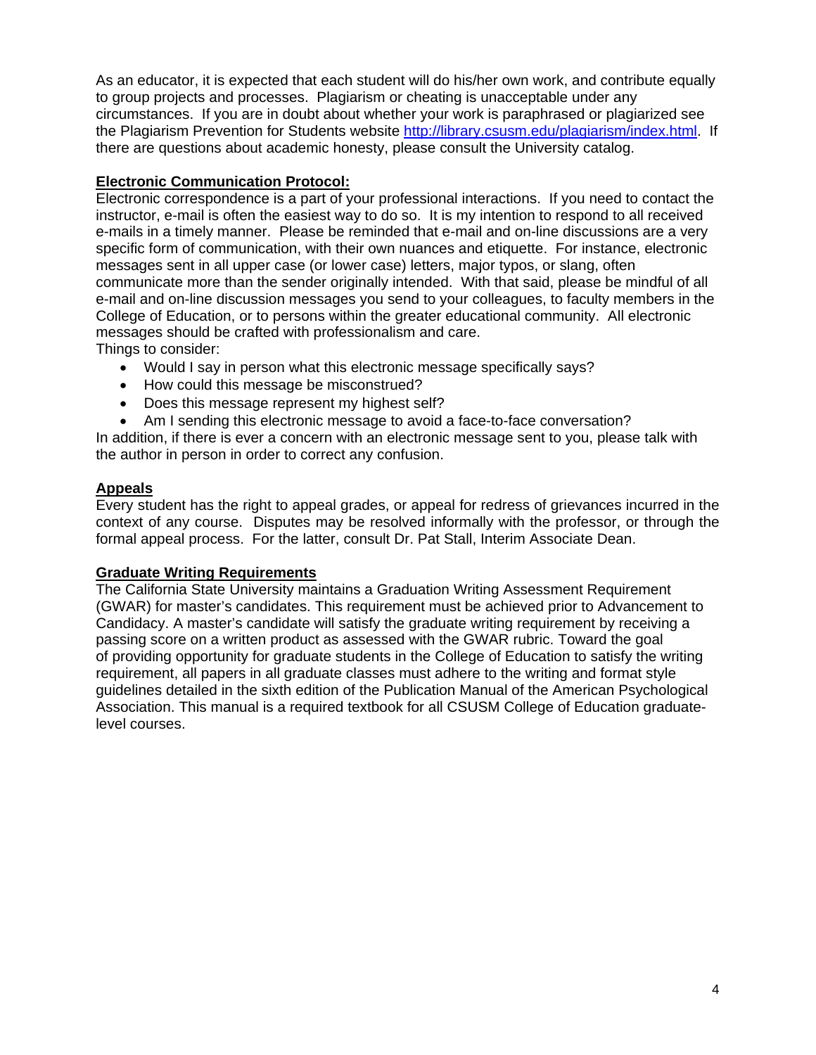As an educator, it is expected that each student will do his/her own work, and contribute equally to group projects and processes. Plagiarism or cheating is unacceptable under any circumstances. If you are in doubt about whether your work is paraphrased or plagiarized see the Plagiarism Prevention for Students website http://library.csusm.edu/plagiarism/index.html. If there are questions about academic honesty, please consult the University catalog.

**Electronic Communication Protocol:**

Electronic correspondence is a part of your professional interactions. If you need to contact the instructor, e-mail is often the easiest way to do so. It is my intention to respond to all received e-mails in a timely manner. Please be reminded that e-mail and on-line discussions are a very specific form of communication, with their own nuances and etiquette. For instance, electronic messages sent in all upper case (or lower case) letters, major typos, or slang, often communicate more than the sender originally intended. With that said, please be mindful of all e-mail and on-line discussion messages you send to your colleagues, to faculty members in the College of Education, or to persons within the greater educational community. All electronic messages should be crafted with professionalism and care.

Things to consider:

- Would I say in person what this electronic message specifically says?
- How could this message be misconstrued?
- Does this message represent my highest self?
- Am I sending this electronic message to avoid a face-to-face conversation?

In addition, if there is ever a concern with an electronic message sent to you, please talk with the author in person in order to correct any confusion.

**Appeals**

Every student has the right to appeal grades, or appeal for redress of grievances incurred in the context of any course. Disputes may be resolved informally with the professor, or through the formal appeal process. For the latter, consult Dr. Pat Stall, Interim Associate Dean.

**Graduate Writing Requirements**

The California State University maintains a Graduation Writing Assessment Requirement (GWAR) for master's candidates. This requirement must be achieved prior to Advancement to Candidacy. A master's candidate will satisfy the graduate writing requirement by receiving a passing score on a written product as assessed with the GWAR rubric. Toward the goal of providing opportunity for graduate students in the College of Education to satisfy the writing requirement, all papers in all graduate classes must adhere to the writing and format style guidelines detailed in the sixth edition of the Publication Manual of the American Psychological Association. This manual is a required textbook for all CSUSM College of Education graduate-level courses.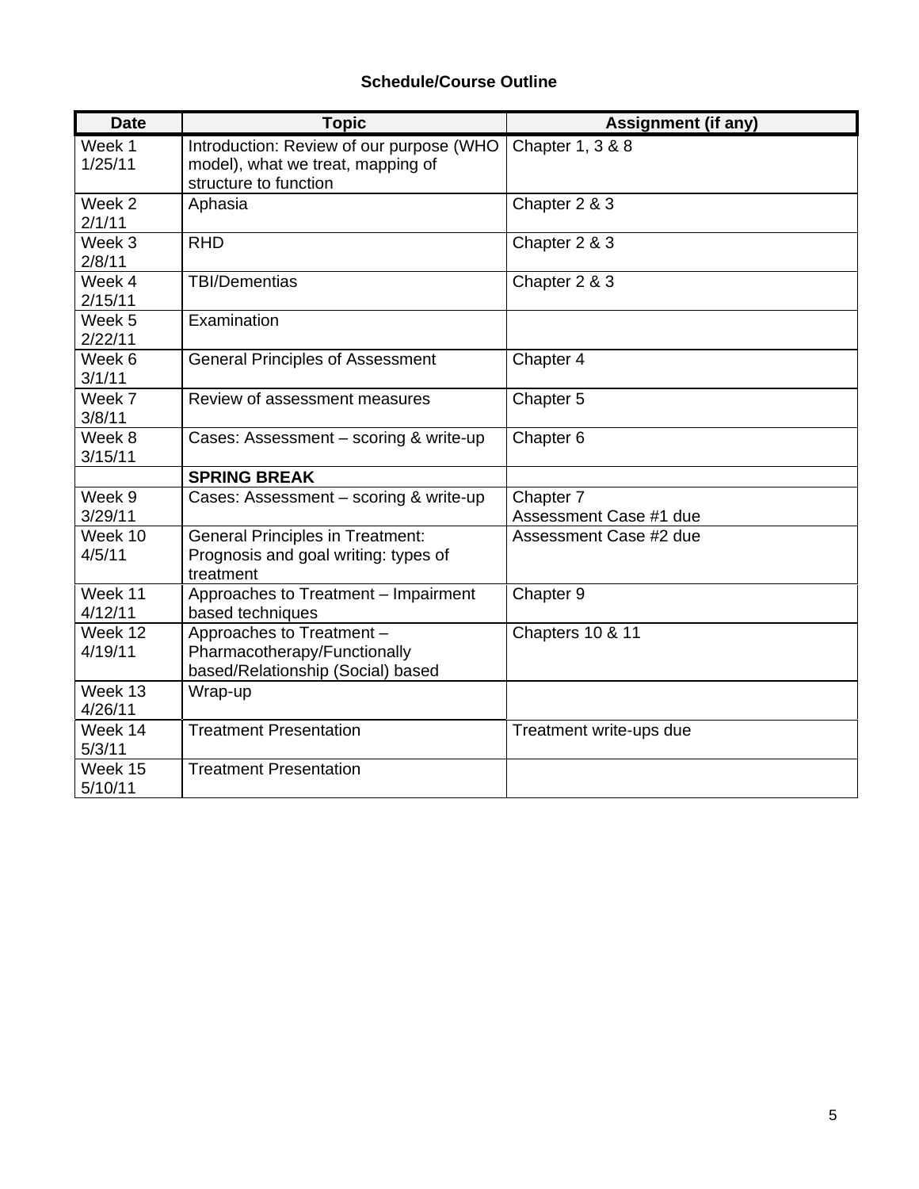**Schedule/Course Outline**

| Date | Topic | Assignment (if any) |
|---|---|---|
| Week 1 1/25/11 | Introduction: Review of our purpose (WHO model), what we treat, mapping of structure to function | Chapter 1, 3 & 8 |
| Week 2 2/1/11 | Aphasia | Chapter 2 & 3 |
| Week 3 2/8/11 | RHD | Chapter 2 & 3 |
| Week 4 2/15/11 | TBI/Dementias | Chapter 2 & 3 |
| Week 5 2/22/11 | Examination | |
| Week 6 3/1/11 | General Principles of Assessment | Chapter 4 |
| Week 7 3/8/11 | Review of assessment measures | Chapter 5 |
| Week 8 3/15/11 | Cases: Assessment – scoring & write-up | Chapter 6 |
| | **SPRING BREAK** | |
| Week 9 3/29/11 | Cases: Assessment – scoring & write-up | Chapter 7 Assessment Case #1 due |
| Week 10 4/5/11 | General Principles in Treatment: Prognosis and goal writing: types of treatment | Assessment Case #2 due |
| Week 11 4/12/11 | Approaches to Treatment – Impairment based techniques | Chapter 9 |
| Week 12 4/19/11 | Approaches to Treatment – Pharmacotherapy/Functionally based/Relationship (Social) based | Chapters 10 & 11 |
| Week 13 4/26/11 | Wrap-up | |
| Week 14 5/3/11 | Treatment Presentation | Treatment write-ups due |
| Week 15 5/10/11 | Treatment Presentation | |